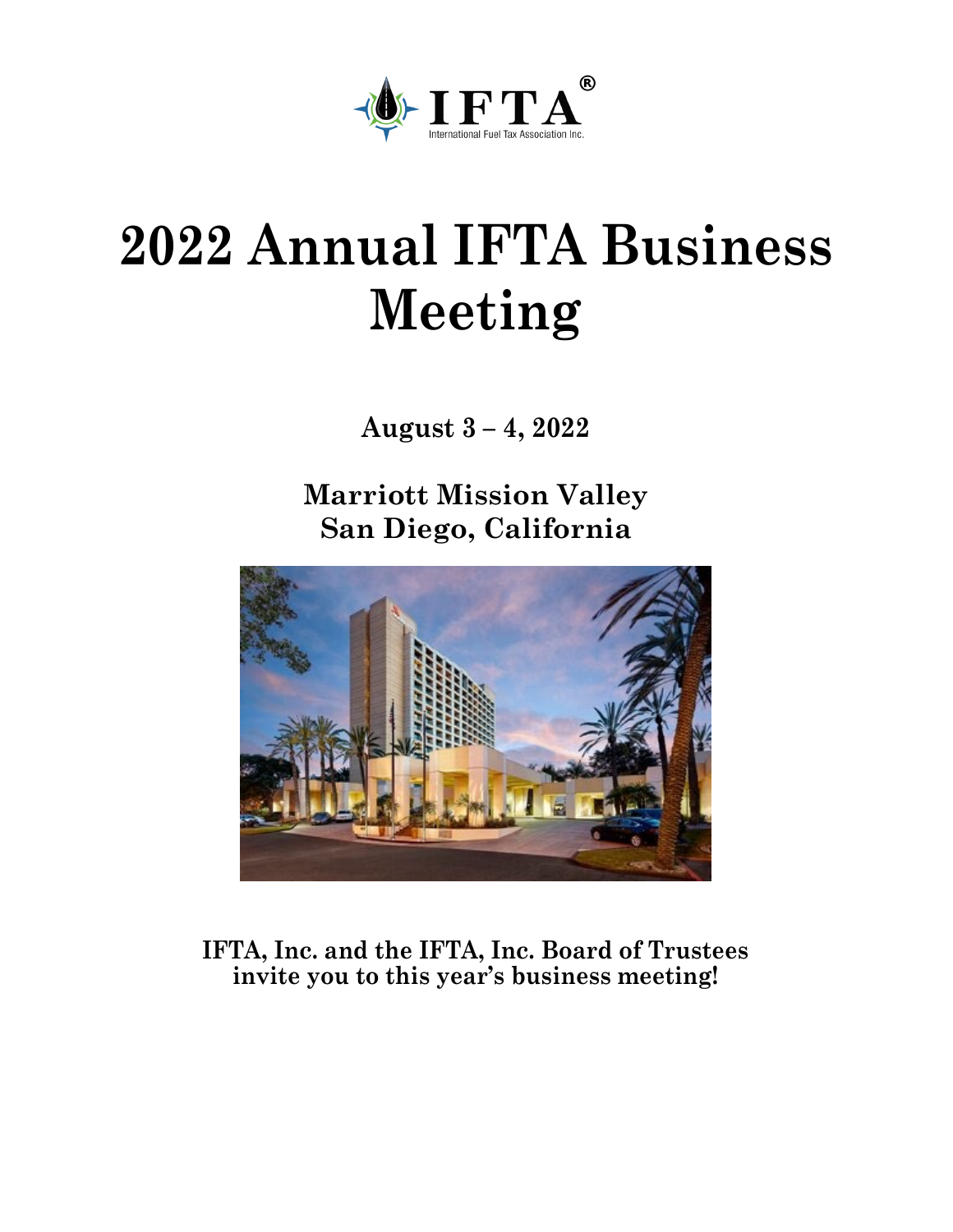# 2022 Annual IFTA Business Meeting

**August 3 – 4, 2022**

**Marriott Mission Valley**
**San Diego, California**

**IFTA, Inc. and the IFTA, Inc. Board of Trustees invite you to this year's business meeting!**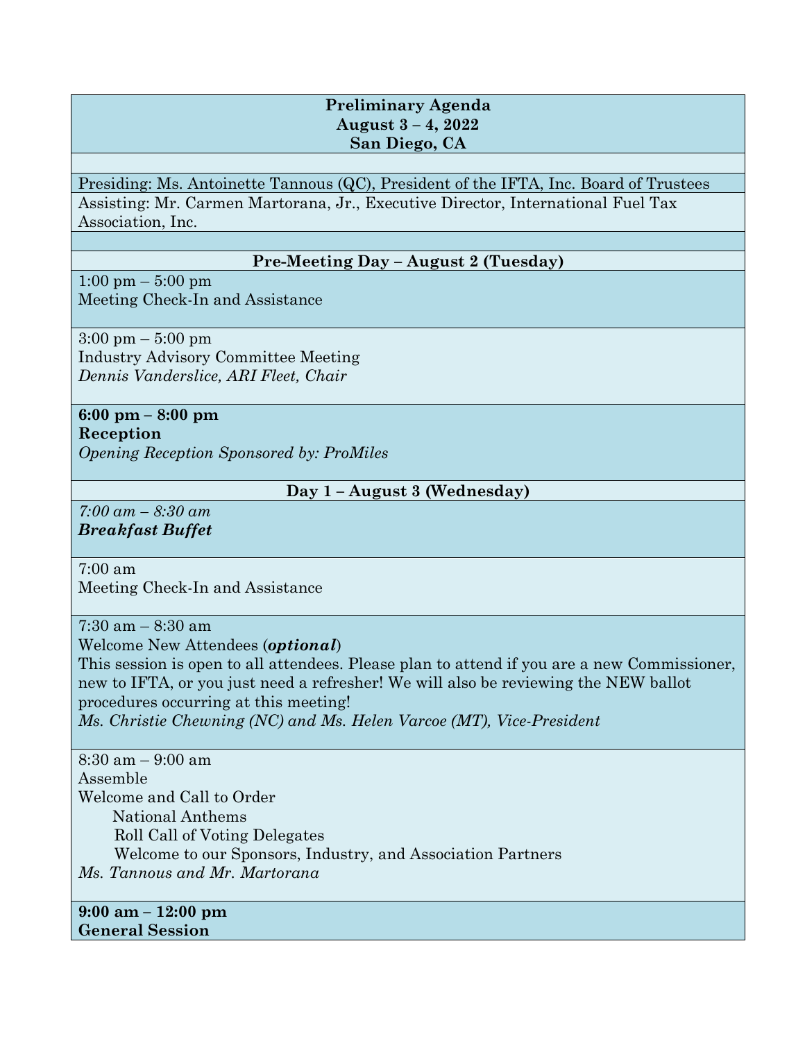**Preliminary Agenda**
**August 3 – 4, 2022**
**San Diego, CA**

Presiding: Ms. Antoinette Tannous (QC), President of the IFTA, Inc. Board of Trustees

Assisting: Mr. Carmen Martorana, Jr., Executive Director, International Fuel Tax Association, Inc.

**Pre-Meeting Day – August 2 (Tuesday)**

1:00 pm – 5:00 pm
Meeting Check-In and Assistance

3:00 pm – 5:00 pm
Industry Advisory Committee Meeting
*Dennis Vanderslice, ARI Fleet, Chair*

**6:00 pm – 8:00 pm**
**Reception**
*Opening Reception Sponsored by: ProMiles*

**Day 1 – August 3 (Wednesday)**

*7:00 am – 8:30 am*
***Breakfast Buffet***

7:00 am
Meeting Check-In and Assistance

7:30 am – 8:30 am
Welcome New Attendees (***optional***)
This session is open to all attendees. Please plan to attend if you are a new Commissioner, new to IFTA, or you just need a refresher! We will also be reviewing the NEW ballot procedures occurring at this meeting!
*Ms. Christie Chewning (NC) and Ms. Helen Varcoe (MT), Vice-President*

8:30 am – 9:00 am
Assemble
Welcome and Call to Order
- National Anthems
- Roll Call of Voting Delegates
- Welcome to our Sponsors, Industry, and Association Partners

*Ms. Tannous and Mr. Martorana*

**9:00 am – 12:00 pm**
**General Session**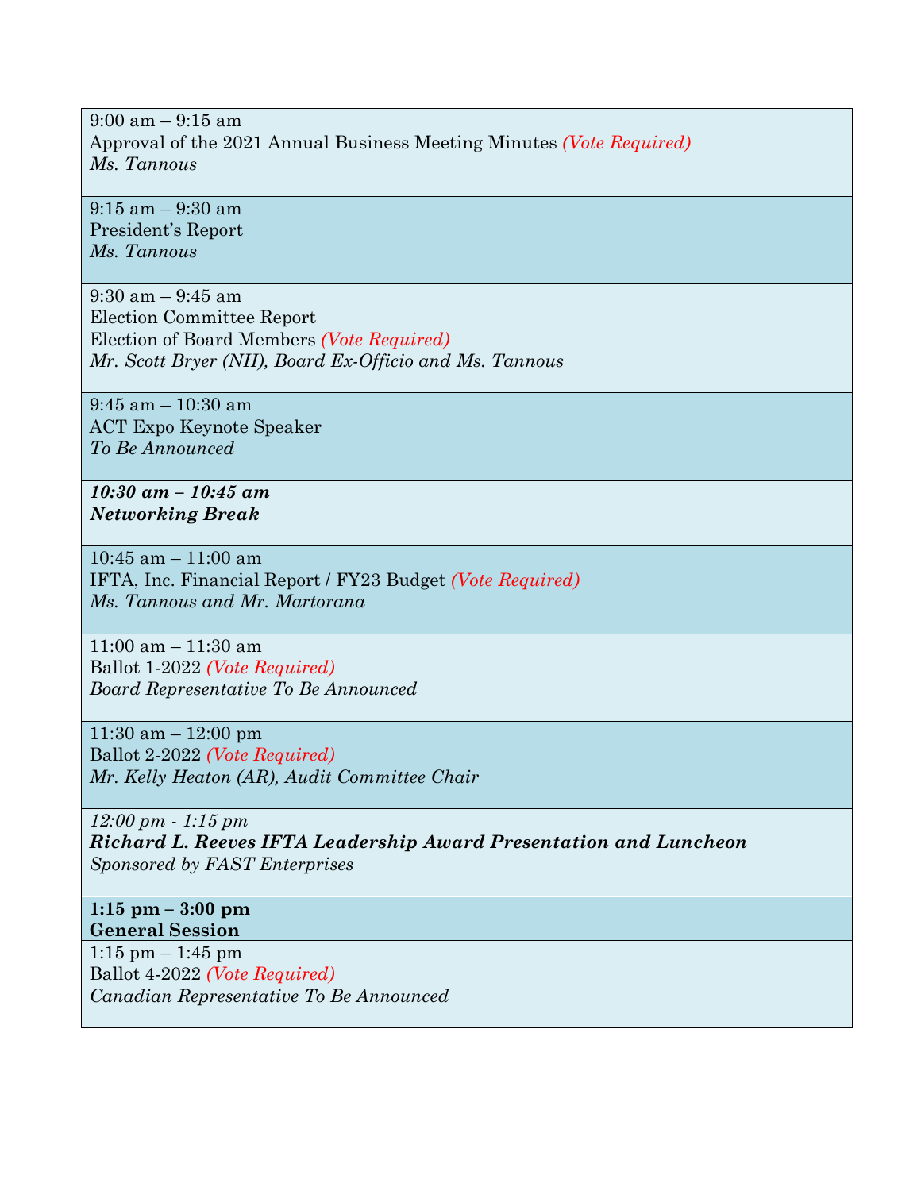| |
|---|
| 9:00 am – 9:15 am<br>Approval of the 2021 Annual Business Meeting Minutes *(Vote Required)*<br>*Ms. Tannous* |
| 9:15 am – 9:30 am<br>President's Report<br>*Ms. Tannous* |
| 9:30 am – 9:45 am<br>Election Committee Report<br>Election of Board Members *(Vote Required)*<br>*Mr. Scott Bryer (NH), Board Ex-Officio and Ms. Tannous* |
| 9:45 am – 10:30 am<br>ACT Expo Keynote Speaker<br>*To Be Announced* |
| ***10:30 am – 10:45 am***<br>***Networking Break*** |
| 10:45 am – 11:00 am<br>IFTA, Inc. Financial Report / FY23 Budget *(Vote Required)*<br>*Ms. Tannous and Mr. Martorana* |
| 11:00 am – 11:30 am<br>Ballot 1-2022 *(Vote Required)*<br>*Board Representative To Be Announced* |
| 11:30 am – 12:00 pm<br>Ballot 2-2022 *(Vote Required)*<br>*Mr. Kelly Heaton (AR), Audit Committee Chair* |
| *12:00 pm - 1:15 pm*<br>***Richard L. Reeves IFTA Leadership Award Presentation and Luncheon***<br>*Sponsored by FAST Enterprises* |
| **1:15 pm – 3:00 pm**<br>**General Session** |
| 1:15 pm – 1:45 pm<br>Ballot 4-2022 *(Vote Required)*<br>*Canadian Representative To Be Announced* |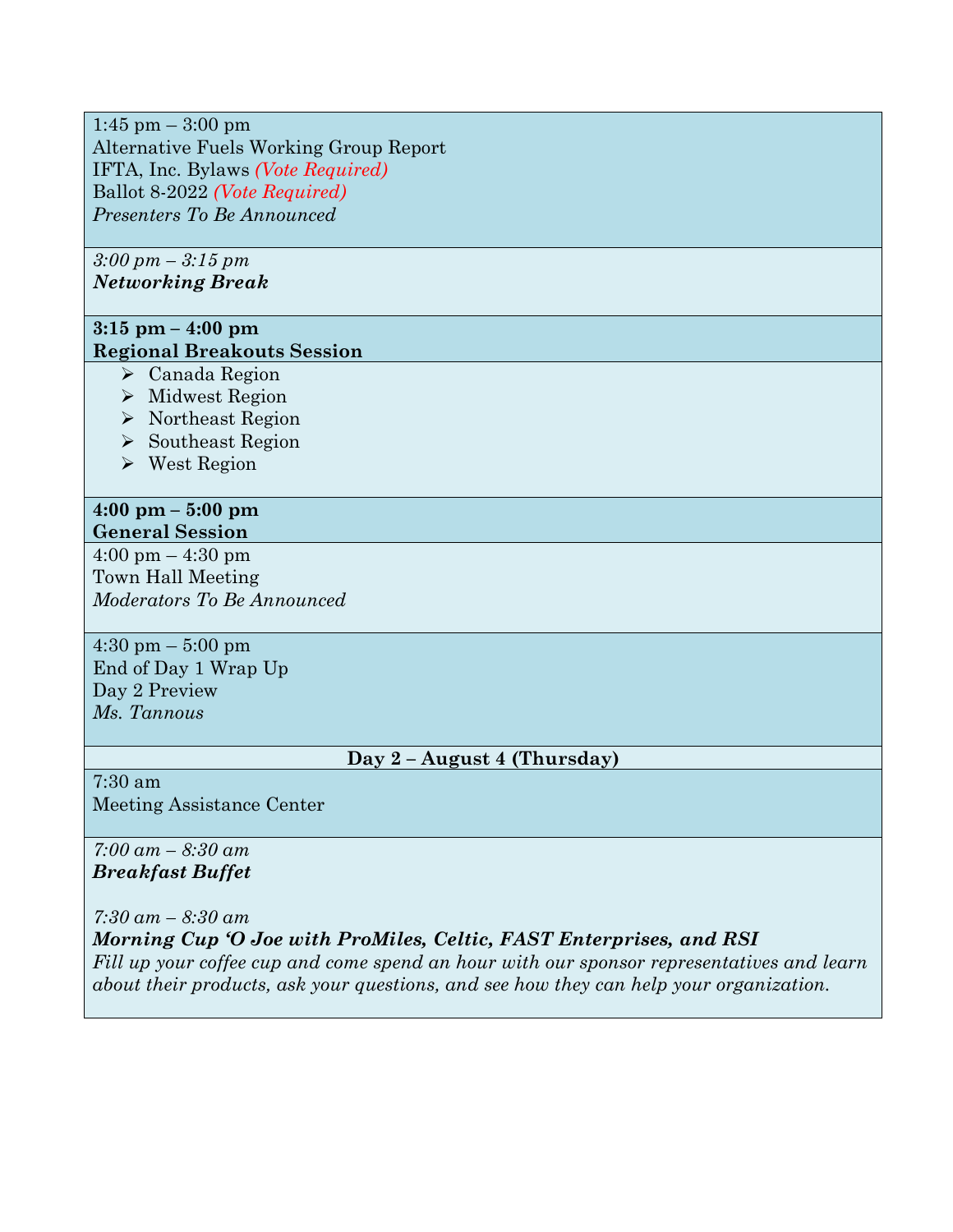1:45 pm – 3:00 pm
Alternative Fuels Working Group Report
IFTA, Inc. Bylaws *(Vote Required)*
Ballot 8-2022 *(Vote Required)*
*Presenters To Be Announced*

*3:00 pm – 3:15 pm*
***Networking Break***

**3:15 pm – 4:00 pm**
**Regional Breakouts Session**

- Canada Region
- Midwest Region
- Northeast Region
- Southeast Region
- West Region

**4:00 pm – 5:00 pm**
**General Session**

4:00 pm – 4:30 pm
Town Hall Meeting
*Moderators To Be Announced*

4:30 pm – 5:00 pm
End of Day 1 Wrap Up
Day 2 Preview
*Ms. Tannous*

## Day 2 – August 4 (Thursday)

7:30 am
Meeting Assistance Center

*7:00 am – 8:30 am*
***Breakfast Buffet***

*7:30 am – 8:30 am*
***Morning Cup 'O Joe with ProMiles, Celtic, FAST Enterprises, and RSI***
*Fill up your coffee cup and come spend an hour with our sponsor representatives and learn about their products, ask your questions, and see how they can help your organization.*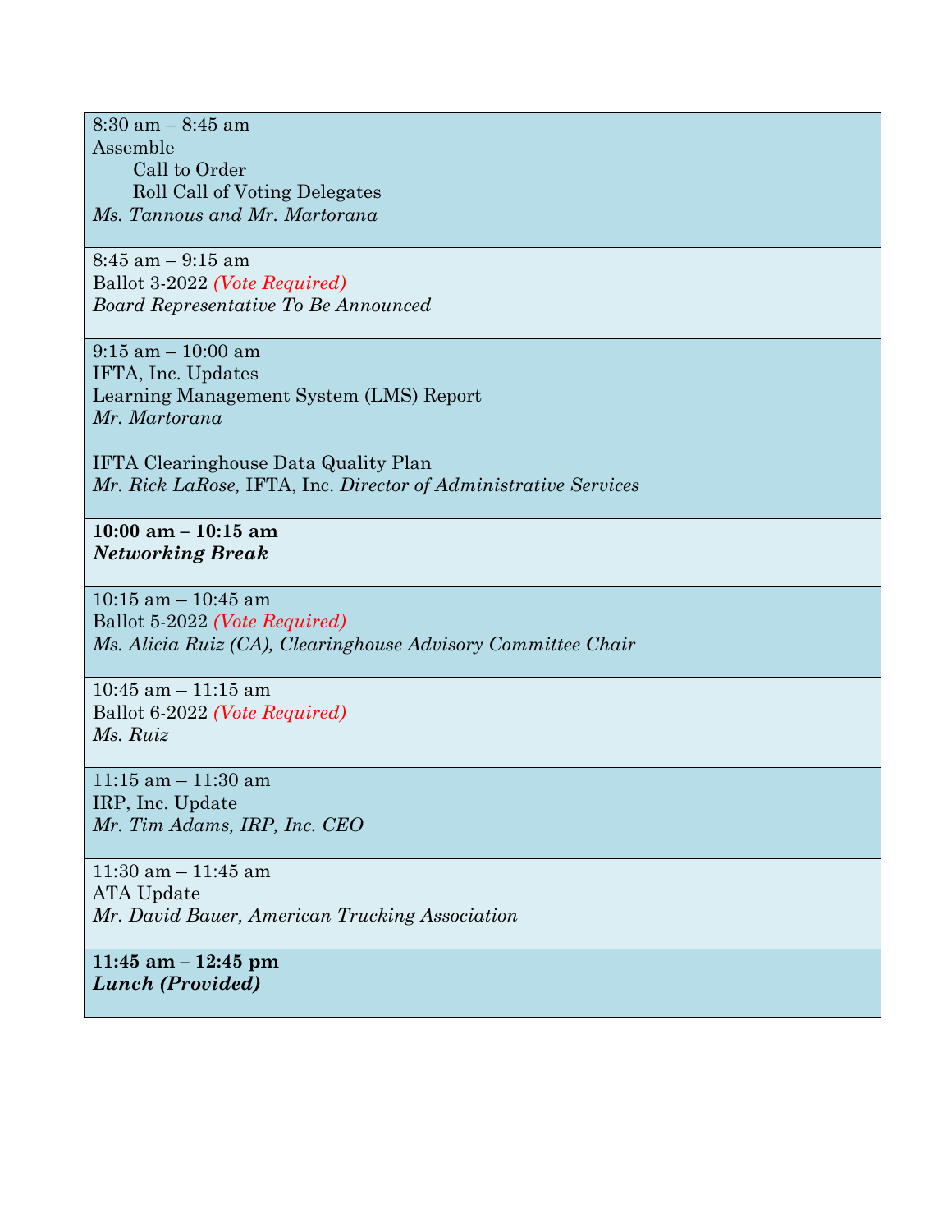8:30 am – 8:45 am
Assemble
  Call to Order
  Roll Call of Voting Delegates
*Ms. Tannous and Mr. Martorana*

8:45 am – 9:15 am
Ballot 3-2022 *(Vote Required)*
*Board Representative To Be Announced*

9:15 am – 10:00 am
IFTA, Inc. Updates
Learning Management System (LMS) Report
*Mr. Martorana*

IFTA Clearinghouse Data Quality Plan
*Mr. Rick LaRose,* IFTA, Inc. *Director of Administrative Services*

**10:00 am – 10:15 am**
***Networking Break***

10:15 am – 10:45 am
Ballot 5-2022 *(Vote Required)*
*Ms. Alicia Ruiz (CA), Clearinghouse Advisory Committee Chair*

10:45 am – 11:15 am
Ballot 6-2022 *(Vote Required)*
*Ms. Ruiz*

11:15 am – 11:30 am
IRP, Inc. Update
*Mr. Tim Adams, IRP, Inc. CEO*

11:30 am – 11:45 am
ATA Update
*Mr. David Bauer, American Trucking Association*

**11:45 am – 12:45 pm**
***Lunch (Provided)***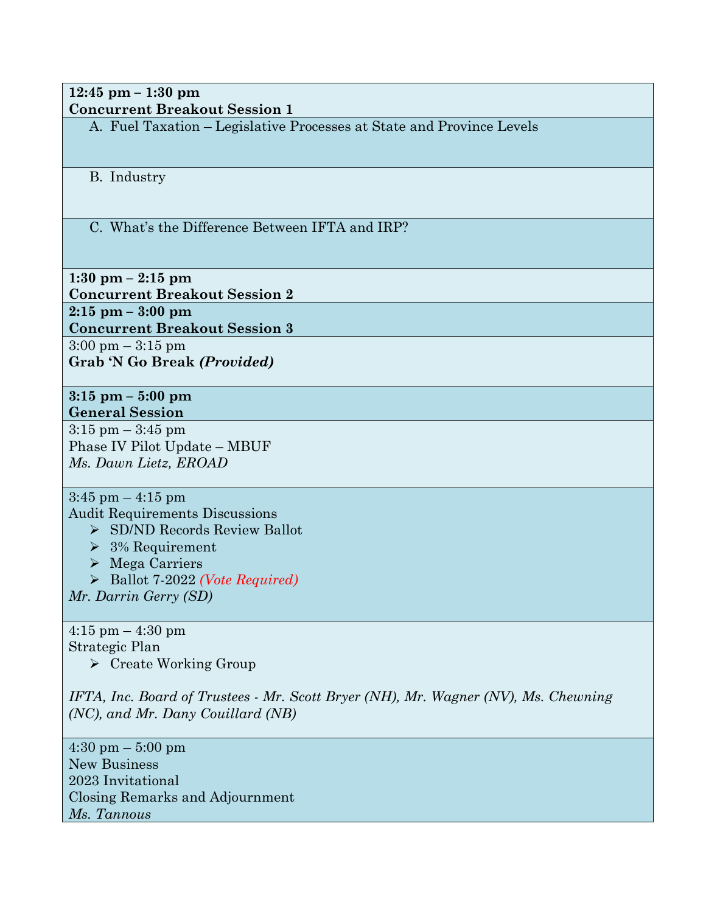| |
|---|
| **12:45 pm – 1:30 pm**<br>**Concurrent Breakout Session 1** |
| A. Fuel Taxation – Legislative Processes at State and Province Levels |
| B. Industry |
| C. What's the Difference Between IFTA and IRP? |
| **1:30 pm – 2:15 pm**<br>**Concurrent Breakout Session 2** |
| **2:15 pm – 3:00 pm**<br>**Concurrent Breakout Session 3** |
| 3:00 pm – 3:15 pm<br>**Grab 'N Go Break *(Provided)*** |
| **3:15 pm – 5:00 pm**<br>**General Session** |
| 3:15 pm – 3:45 pm<br>Phase IV Pilot Update – MBUF<br>*Ms. Dawn Lietz, EROAD* |
| 3:45 pm – 4:15 pm<br>Audit Requirements Discussions<br>➢ SD/ND Records Review Ballot<br>➢ 3% Requirement<br>➢ Mega Carriers<br>➢ Ballot 7-2022 *(Vote Required)*<br>*Mr. Darrin Gerry (SD)* |
| 4:15 pm – 4:30 pm<br>Strategic Plan<br>➢ Create Working Group<br><br>*IFTA, Inc. Board of Trustees - Mr. Scott Bryer (NH), Mr. Wagner (NV), Ms. Chewning (NC), and Mr. Dany Couillard (NB)* |
| 4:30 pm – 5:00 pm<br>New Business<br>2023 Invitational<br>Closing Remarks and Adjournment<br>*Ms. Tannous* |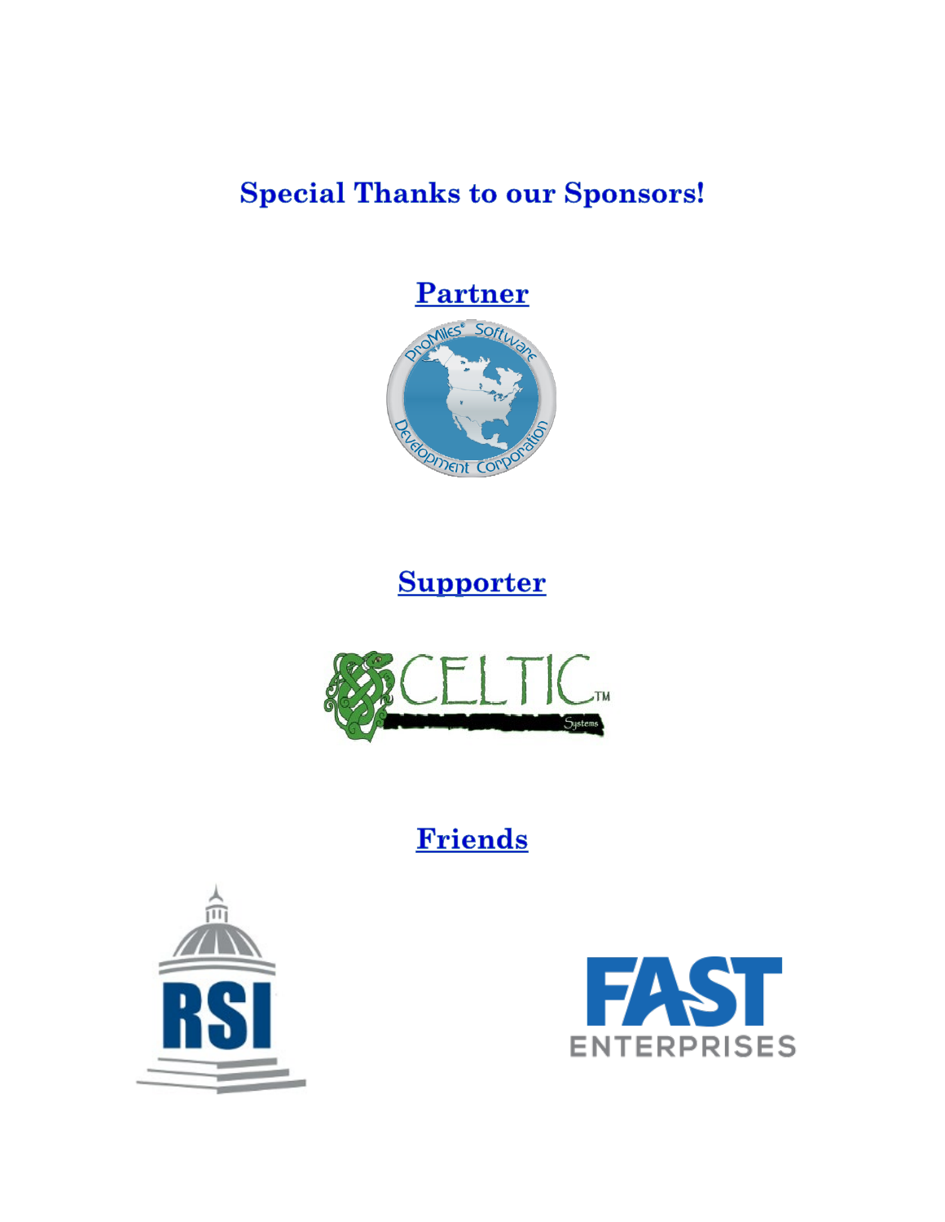## Special Thanks to our Sponsors!

### Partner

ProMiles® Software Development Corporation

### Supporter

CELTIC™ Systems

### Friends

RSI

FAST ENTERPRISES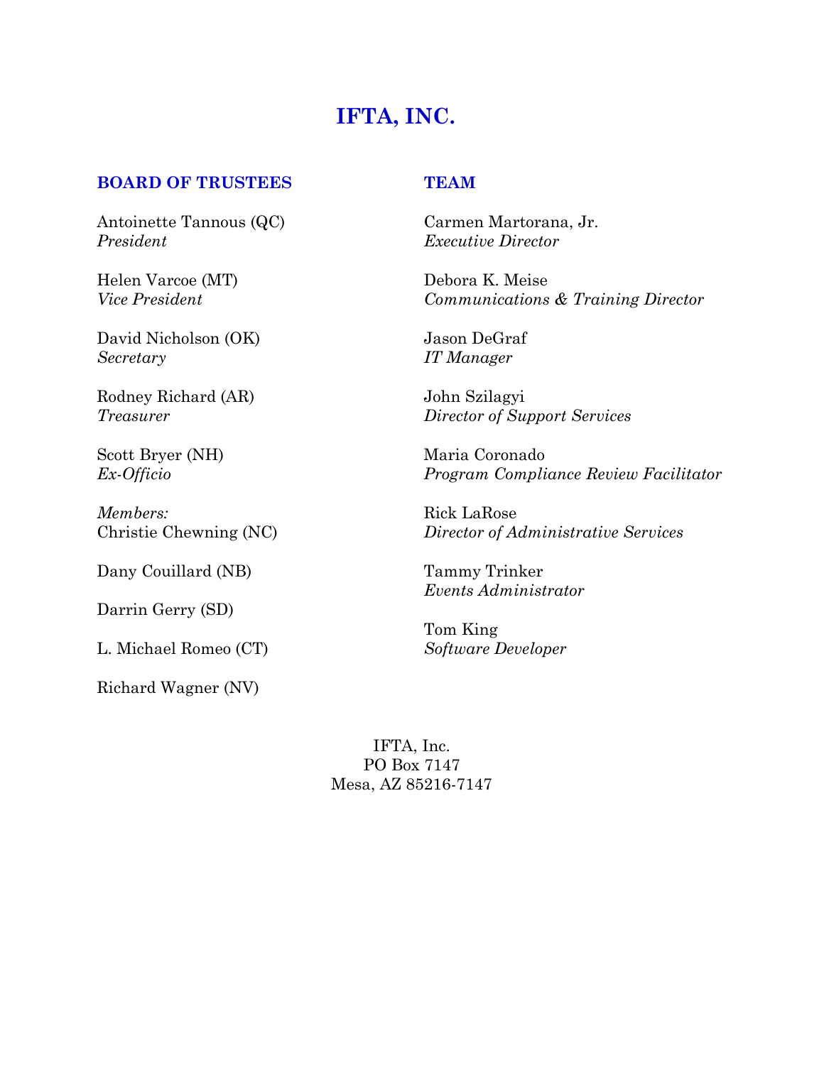# IFTA, INC.

## BOARD OF TRUSTEES

Antoinette Tannous (QC)
*President*

Helen Varcoe (MT)
*Vice President*

David Nicholson (OK)
*Secretary*

Rodney Richard (AR)
*Treasurer*

Scott Bryer (NH)
*Ex-Officio*

*Members:*
Christie Chewning (NC)

Dany Couillard (NB)

Darrin Gerry (SD)

L. Michael Romeo (CT)

Richard Wagner (NV)

## TEAM

Carmen Martorana, Jr.
*Executive Director*

Debora K. Meise
*Communications & Training Director*

Jason DeGraf
*IT Manager*

John Szilagyi
*Director of Support Services*

Maria Coronado
*Program Compliance Review Facilitator*

Rick LaRose
*Director of Administrative Services*

Tammy Trinker
*Events Administrator*

Tom King
*Software Developer*

IFTA, Inc.
PO Box 7147
Mesa, AZ 85216-7147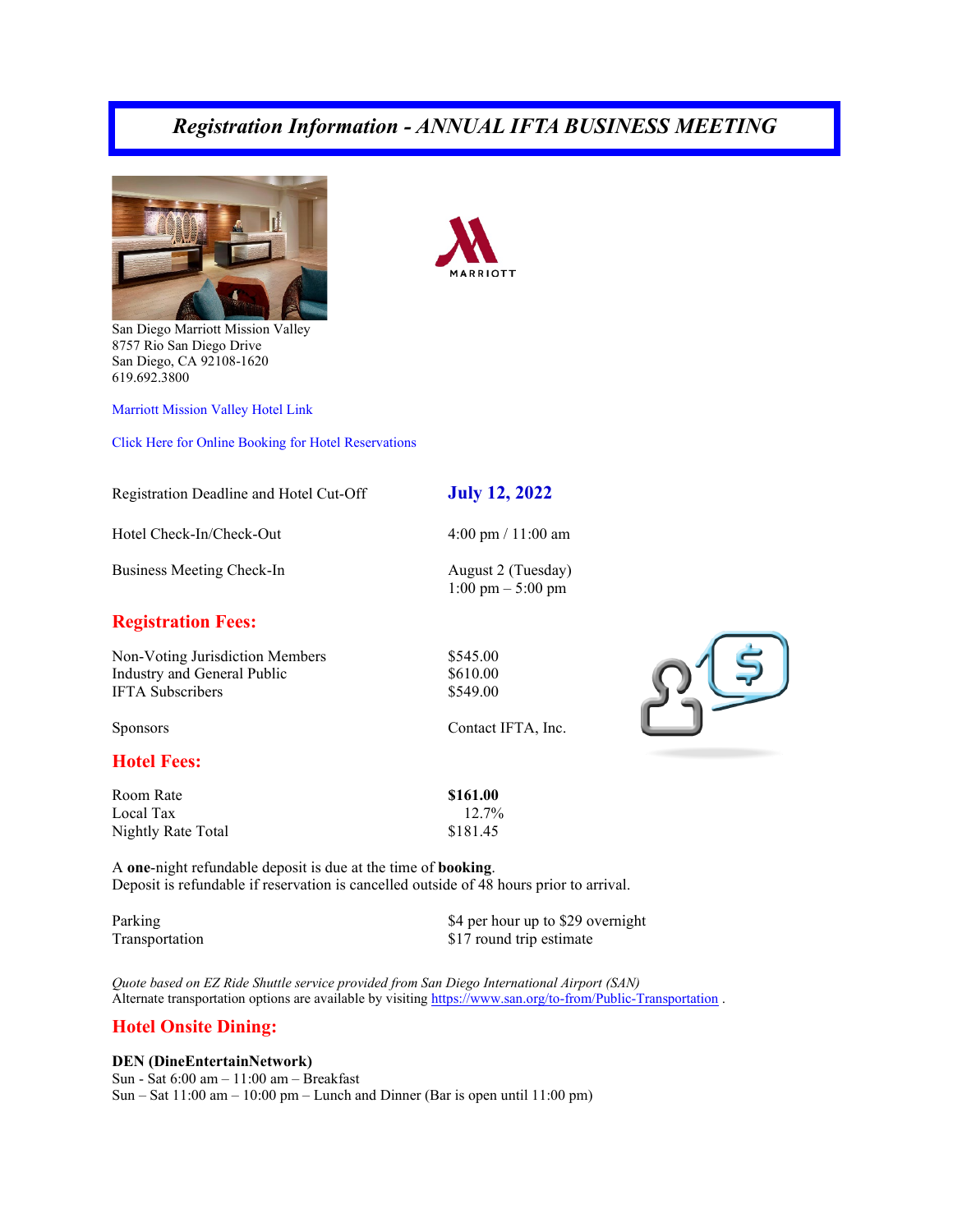# *Registration Information - ANNUAL IFTA BUSINESS MEETING*

San Diego Marriott Mission Valley
8757 Rio San Diego Drive
San Diego, CA 92108-1620
619.692.3800

Marriott Mission Valley Hotel Link

Click Here for Online Booking for Hotel Reservations

| | |
|---|---|
| Registration Deadline and Hotel Cut-Off | **July 12, 2022** |
| Hotel Check-In/Check-Out | 4:00 pm / 11:00 am |
| Business Meeting Check-In | August 2 (Tuesday)<br>1:00 pm – 5:00 pm |

## Registration Fees:

| | |
|---|---|
| Non-Voting Jurisdiction Members | $545.00 |
| Industry and General Public | $610.00 |
| IFTA Subscribers | $549.00 |
| Sponsors | Contact IFTA, Inc. |

## Hotel Fees:

| | |
|---|---|
| Room Rate | **$161.00** |
| Local Tax | 12.7% |
| Nightly Rate Total | $181.45 |

A **one**-night refundable deposit is due at the time of **booking**.
Deposit is refundable if reservation is cancelled outside of 48 hours prior to arrival.

| | |
|---|---|
| Parking | $4 per hour up to $29 overnight |
| Transportation | $17 round trip estimate |

*Quote based on EZ Ride Shuttle service provided from San Diego International Airport (SAN)*
Alternate transportation options are available by visiting https://www.san.org/to-from/Public-Transportation .

## Hotel Onsite Dining:

**DEN (DineEntertainNetwork)**
Sun - Sat 6:00 am – 11:00 am – Breakfast
Sun – Sat 11:00 am – 10:00 pm – Lunch and Dinner (Bar is open until 11:00 pm)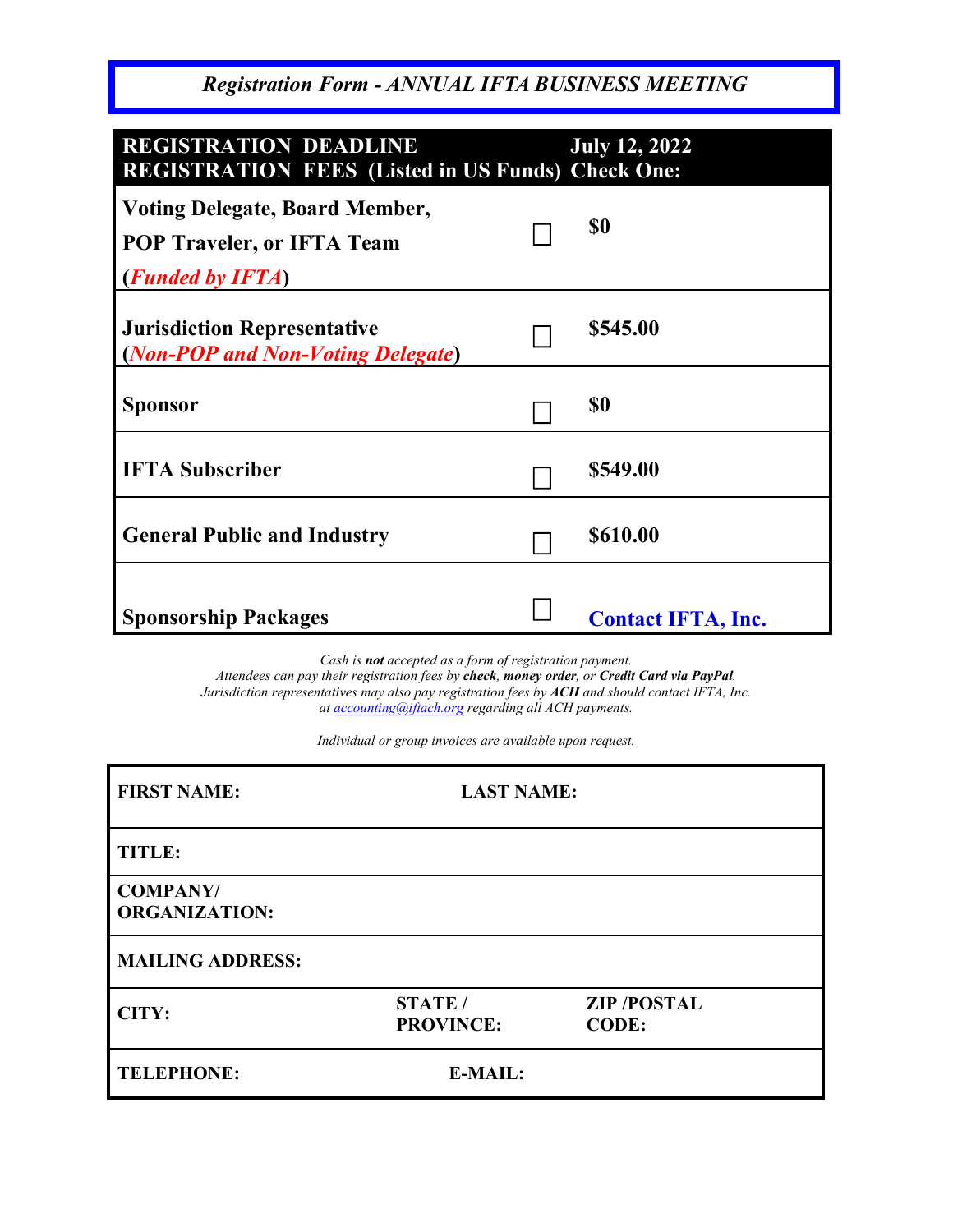## *Registration Form - ANNUAL IFTA BUSINESS MEETING*

| **REGISTRATION DEADLINE**<br>**REGISTRATION FEES (Listed in US Funds)** | | **July 12, 2022**<br>**Check One:** |
|---|---|---|
| **Voting Delegate, Board Member, POP Traveler, or IFTA Team (*Funded by IFTA*)** | ☐ | **$0** |
| **Jurisdiction Representative (*Non-POP and Non-Voting Delegate*)** | ☐ | **$545.00** |
| **Sponsor** | ☐ | **$0** |
| **IFTA Subscriber** | ☐ | **$549.00** |
| **General Public and Industry** | ☐ | **$610.00** |
| **Sponsorship Packages** | ☐ | **Contact IFTA, Inc.** |

*Cash is **not** accepted as a form of registration payment.*
*Attendees can pay their registration fees by **check**, **money order**, or **Credit Card via PayPal**.*
*Jurisdiction representatives may also pay registration fees by **ACH** and should contact IFTA, Inc. at accounting@iftach.org regarding all ACH payments.*

*Individual or group invoices are available upon request.*

| **FIRST NAME:** | **LAST NAME:** | |
|---|---|---|
| **TITLE:** | | |
| **COMPANY/ ORGANIZATION:** | | |
| **MAILING ADDRESS:** | | |
| **CITY:** | **STATE / PROVINCE:** | **ZIP /POSTAL CODE:** |
| **TELEPHONE:** | **E-MAIL:** | |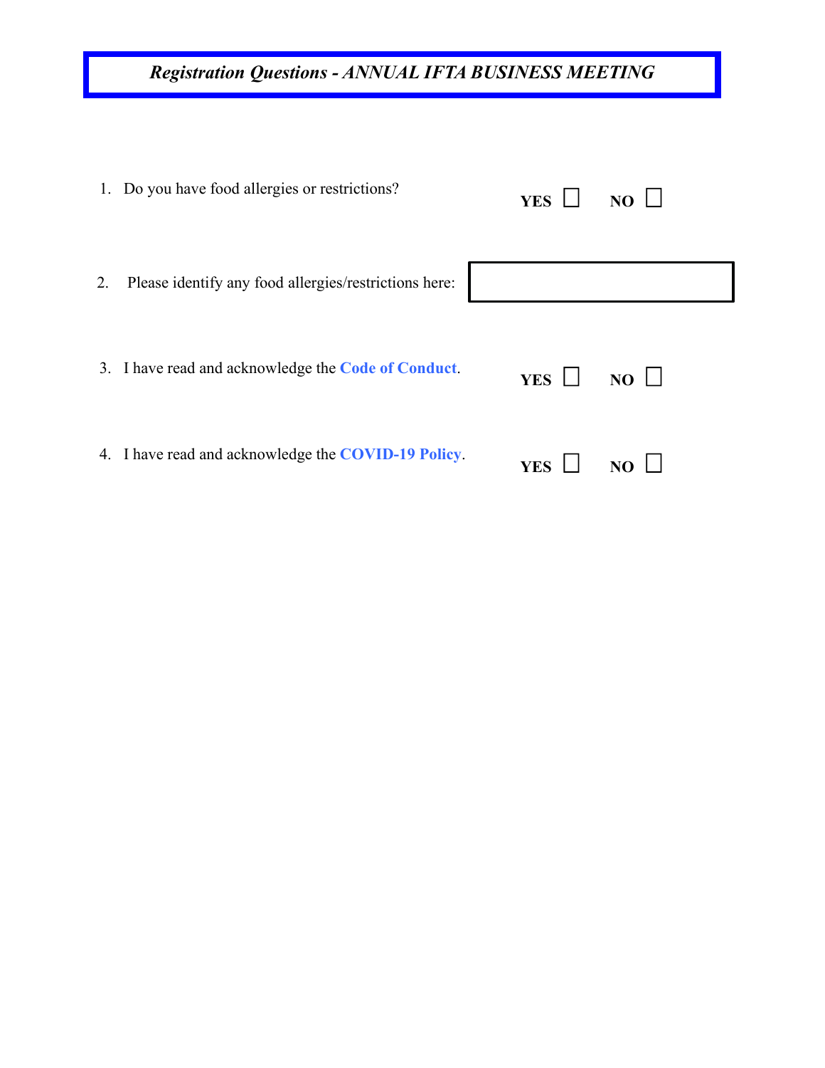## *Registration Questions - ANNUAL IFTA BUSINESS MEETING*

1. Do you have food allergies or restrictions? **YES** ☐ **NO** ☐

2. Please identify any food allergies/restrictions here: ____________________

3. I have read and acknowledge the **Code of Conduct**. **YES** ☐ **NO** ☐

4. I have read and acknowledge the **COVID-19 Policy**. **YES** ☐ **NO** ☐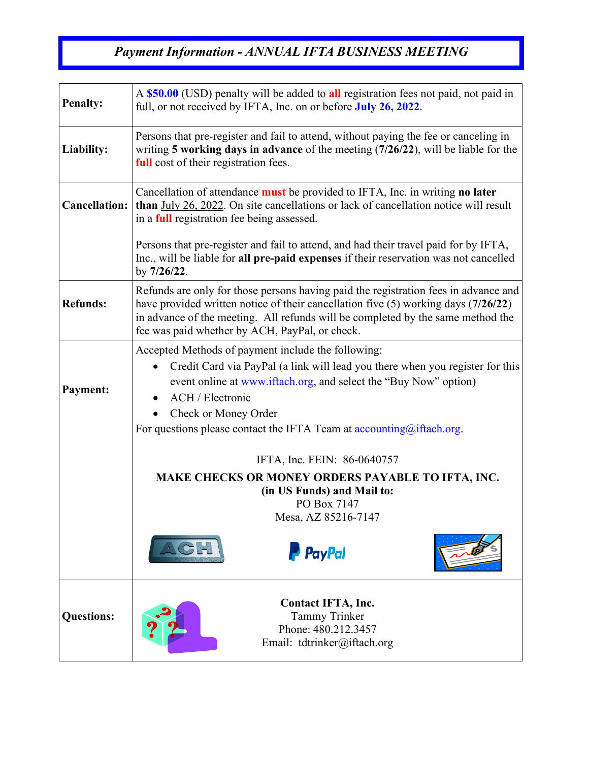## *Payment Information - ANNUAL IFTA BUSINESS MEETING*

| | |
|---|---|
| **Penalty:** | A **$50.00** (USD) penalty will be added to **all** registration fees not paid, not paid in full, or not received by IFTA, Inc. on or before **July 26, 2022**. |
| **Liability:** | Persons that pre-register and fail to attend, without paying the fee or canceling in writing **5 working days in advance** of the meeting (**7/26/22**), will be liable for the **full** cost of their registration fees. |
| **Cancellation:** | Cancellation of attendance **must** be provided to IFTA, Inc. in writing **no later than** July 26, 2022. On site cancellations or lack of cancellation notice will result in a **full** registration fee being assessed.<br><br>Persons that pre-register and fail to attend, and had their travel paid for by IFTA, Inc., will be liable for **all pre-paid expenses** if their reservation was not cancelled by **7/26/22**. |
| **Refunds:** | Refunds are only for those persons having paid the registration fees in advance and have provided written notice of their cancellation five (5) working days (**7/26/22**) in advance of the meeting. All refunds will be completed by the same method the fee was paid whether by ACH, PayPal, or check. |
| **Payment:** | Accepted Methods of payment include the following:<br>• Credit Card via PayPal (a link will lead you there when you register for this event online at www.iftach.org, and select the "Buy Now" option)<br>• ACH / Electronic<br>• Check or Money Order<br>For questions please contact the IFTA Team at accounting@iftach.org.<br><br>IFTA, Inc. FEIN: 86-0640757<br>**MAKE CHECKS OR MONEY ORDERS PAYABLE TO IFTA, INC. (in US Funds) and Mail to:**<br>PO Box 7147<br>Mesa, AZ 85216-7147 |
| **Questions:** | **Contact IFTA, Inc.**<br>Tammy Trinker<br>Phone: 480.212.3457<br>Email: tdtrinker@iftach.org |